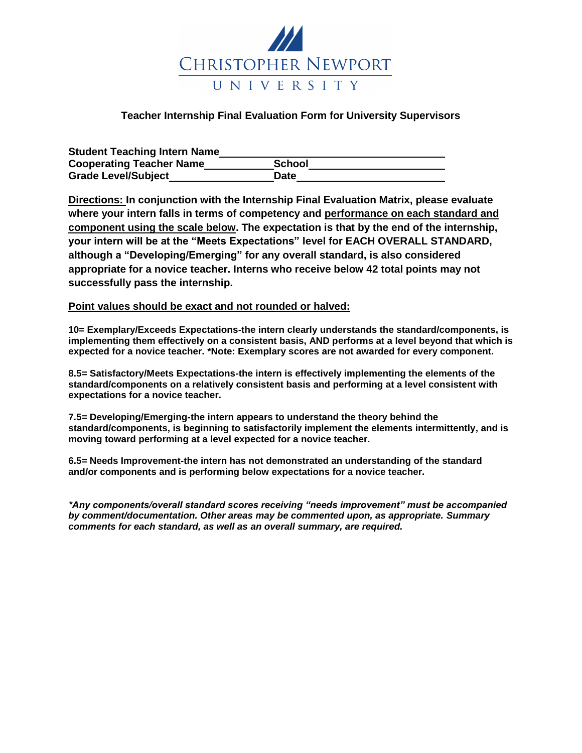CHRISTOPHER NEWPORT UNIVERSITY

## Teacher Internship Final Evaluation Form for University Supervisors

**Student Teaching Intern Name** \_\_\_\_\_\_\_\_\_\_\_\_\_\_\_\_\_\_\_\_\_\_\_\_\_\_\_\_\_\_\_\_\_\_\_\_
**Cooperating Teacher Name** \_\_\_\_\_\_\_\_\_\_\_\_ **School** \_\_\_\_\_\_\_\_\_\_\_\_\_\_\_\_\_\_\_\_\_\_\_
**Grade Level/Subject** \_\_\_\_\_\_\_\_\_\_\_\_\_\_\_\_\_\_ **Date** \_\_\_\_\_\_\_\_\_\_\_\_\_\_\_\_\_\_\_\_\_\_\_\_\_

**Directions: In conjunction with the Internship Final Evaluation Matrix, please evaluate where your intern falls in terms of competency and performance on each standard and component using the scale below. The expectation is that by the end of the internship, your intern will be at the "Meets Expectations" level for EACH OVERALL STANDARD, although a "Developing/Emerging" for any overall standard, is also considered appropriate for a novice teacher. Interns who receive below 42 total points may not successfully pass the internship.**

**Point values should be exact and not rounded or halved:**

**10= Exemplary/Exceeds Expectations-the intern clearly understands the standard/components, is implementing them effectively on a consistent basis, AND performs at a level beyond that which is expected for a novice teacher. *Note: Exemplary scores are not awarded for every component.**

**8.5= Satisfactory/Meets Expectations-the intern is effectively implementing the elements of the standard/components on a relatively consistent basis and performing at a level consistent with expectations for a novice teacher.**

**7.5= Developing/Emerging-the intern appears to understand the theory behind the standard/components, is beginning to satisfactorily implement the elements intermittently, and is moving toward performing at a level expected for a novice teacher.**

**6.5= Needs Improvement-the intern has not demonstrated an understanding of the standard and/or components and is performing below expectations for a novice teacher.**

***Any components/overall standard scores receiving "needs improvement" must be accompanied by comment/documentation. Other areas may be commented upon, as appropriate. Summary comments for each standard, as well as an overall summary, are required.***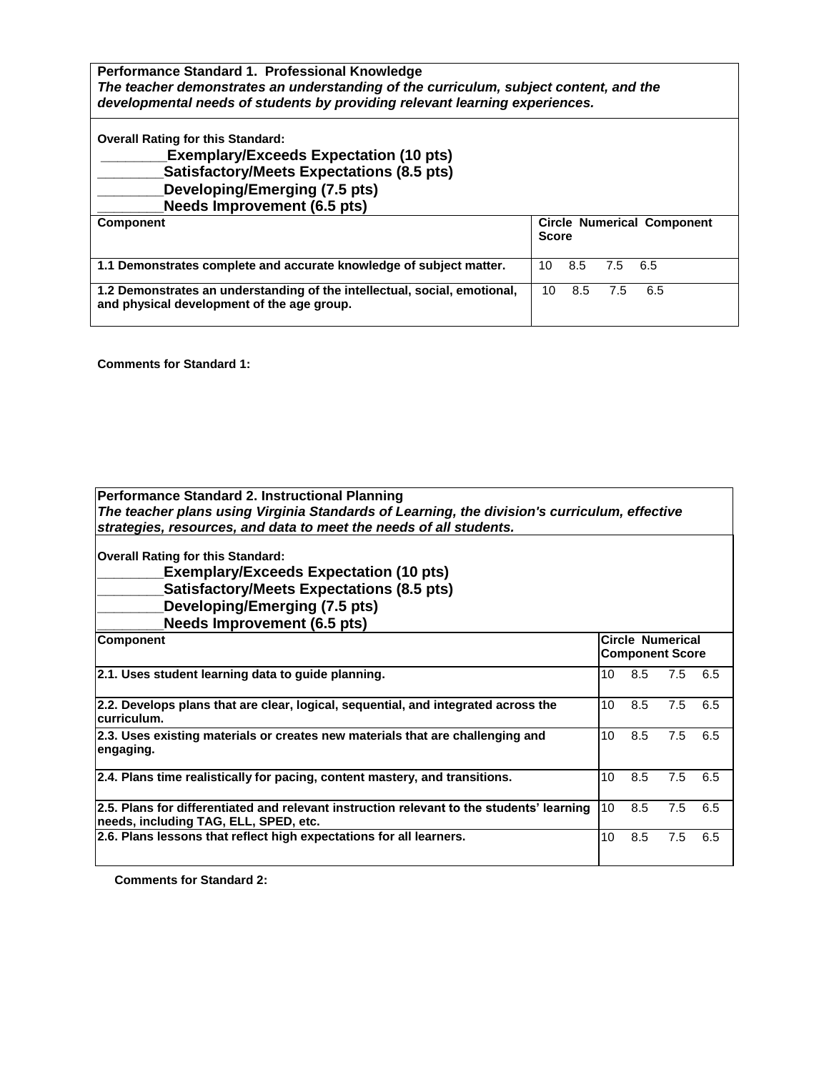| **Performance Standard 1. Professional Knowledge**<br>***The teacher demonstrates an understanding of the curriculum, subject content, and the developmental needs of students by providing relevant learning experiences.*** | |
|---|---|
| **Overall Rating for this Standard:**<br>**________Exemplary/Exceeds Expectation (10 pts)**<br>**________Satisfactory/Meets Expectations (8.5 pts)**<br>**________Developing/Emerging (7.5 pts)**<br>**________Needs Improvement (6.5 pts)** | |
| **Component** | **Circle Numerical Component Score** |
| **1.1 Demonstrates complete and accurate knowledge of subject matter.** | 10 8.5 7.5 6.5 |
| **1.2 Demonstrates an understanding of the intellectual, social, emotional, and physical development of the age group.** | 10 8.5 7.5 6.5 |

**Comments for Standard 1:**

| **Performance Standard 2. Instructional Planning**<br>***The teacher plans using Virginia Standards of Learning, the division's curriculum, effective strategies, resources, and data to meet the needs of all students.*** | |
|---|---|
| **Overall Rating for this Standard:**<br>**________Exemplary/Exceeds Expectation (10 pts)**<br>**________Satisfactory/Meets Expectations (8.5 pts)**<br>**________Developing/Emerging (7.5 pts)**<br>**________Needs Improvement (6.5 pts)** | |
| **Component** | **Circle Numerical Component Score** |
| **2.1. Uses student learning data to guide planning.** | 10 8.5 7.5 6.5 |
| **2.2. Develops plans that are clear, logical, sequential, and integrated across the curriculum.** | 10 8.5 7.5 6.5 |
| **2.3. Uses existing materials or creates new materials that are challenging and engaging.** | 10 8.5 7.5 6.5 |
| **2.4. Plans time realistically for pacing, content mastery, and transitions.** | 10 8.5 7.5 6.5 |
| **2.5. Plans for differentiated and relevant instruction relevant to the students' learning needs, including TAG, ELL, SPED, etc.** | 10 8.5 7.5 6.5 |
| **2.6. Plans lessons that reflect high expectations for all learners.** | 10 8.5 7.5 6.5 |

**Comments for Standard 2:**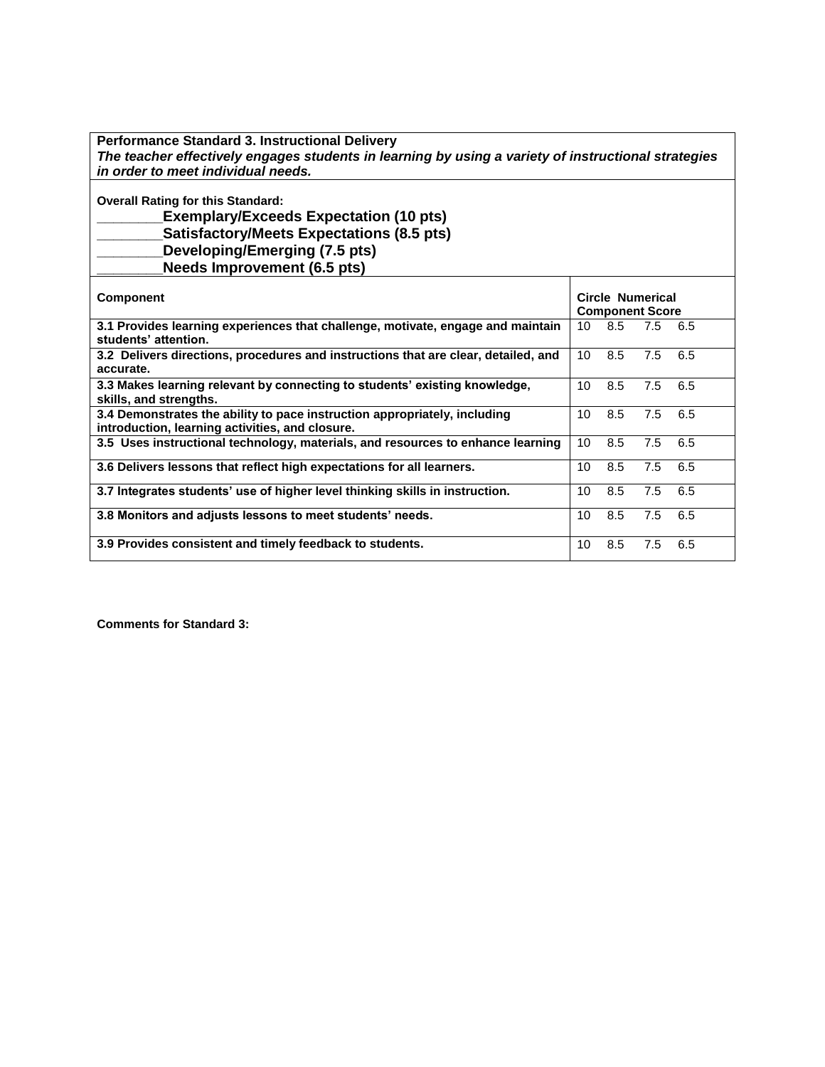**Performance Standard 3. Instructional Delivery**

***The teacher effectively engages students in learning by using a variety of instructional strategies in order to meet individual needs.***

**Overall Rating for this Standard:**

**________Exemplary/Exceeds Expectation (10 pts)**

**________Satisfactory/Meets Expectations (8.5 pts)**

**________Developing/Emerging (7.5 pts)**

**________Needs Improvement (6.5 pts)**

| Component | Circle Numerical Component Score |
|---|---|
| **3.1 Provides learning experiences that challenge, motivate, engage and maintain students' attention.** | 10 8.5 7.5 6.5 |
| **3.2 Delivers directions, procedures and instructions that are clear, detailed, and accurate.** | 10 8.5 7.5 6.5 |
| **3.3 Makes learning relevant by connecting to students' existing knowledge, skills, and strengths.** | 10 8.5 7.5 6.5 |
| **3.4 Demonstrates the ability to pace instruction appropriately, including introduction, learning activities, and closure.** | 10 8.5 7.5 6.5 |
| **3.5 Uses instructional technology, materials, and resources to enhance learning** | 10 8.5 7.5 6.5 |
| **3.6 Delivers lessons that reflect high expectations for all learners.** | 10 8.5 7.5 6.5 |
| **3.7 Integrates students' use of higher level thinking skills in instruction.** | 10 8.5 7.5 6.5 |
| **3.8 Monitors and adjusts lessons to meet students' needs.** | 10 8.5 7.5 6.5 |
| **3.9 Provides consistent and timely feedback to students.** | 10 8.5 7.5 6.5 |

**Comments for Standard 3:**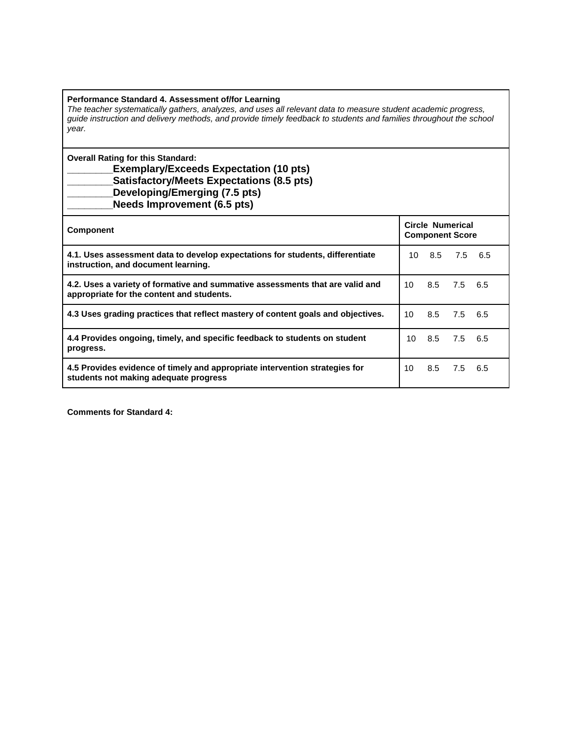**Performance Standard 4. Assessment of/for Learning**

*The teacher systematically gathers, analyzes, and uses all relevant data to measure student academic progress, guide instruction and delivery methods, and provide timely feedback to students and families throughout the school year.*

**Overall Rating for this Standard:**

**________Exemplary/Exceeds Expectation (10 pts)**
**________Satisfactory/Meets Expectations (8.5 pts)**
**________Developing/Emerging (7.5 pts)**
**________Needs Improvement (6.5 pts)**

| **Component** | **Circle Numerical Component Score** |
|---|---|
| **4.1. Uses assessment data to develop expectations for students, differentiate instruction, and document learning.** | 10 8.5 7.5 6.5 |
| **4.2. Uses a variety of formative and summative assessments that are valid and appropriate for the content and students.** | 10 8.5 7.5 6.5 |
| **4.3 Uses grading practices that reflect mastery of content goals and objectives.** | 10 8.5 7.5 6.5 |
| **4.4 Provides ongoing, timely, and specific feedback to students on student progress.** | 10 8.5 7.5 6.5 |
| **4.5 Provides evidence of timely and appropriate intervention strategies for students not making adequate progress** | 10 8.5 7.5 6.5 |

**Comments for Standard 4:**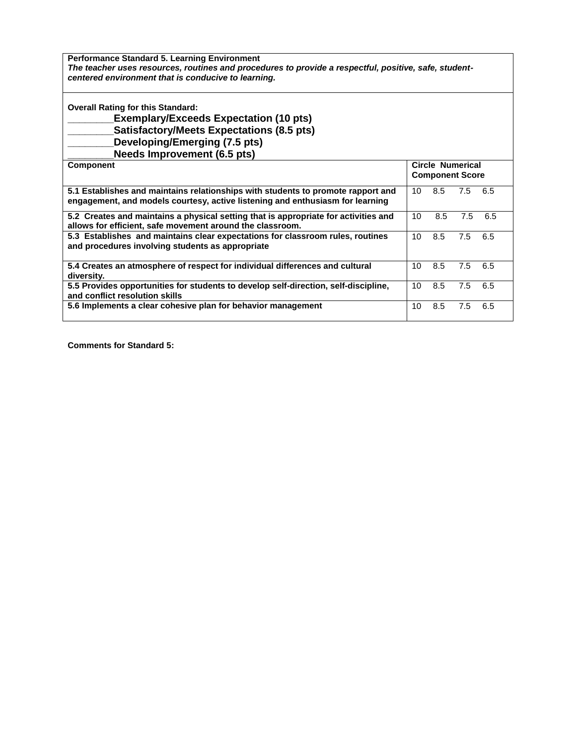**Performance Standard 5. Learning Environment**
***The teacher uses resources, routines and procedures to provide a respectful, positive, safe, student-centered environment that is conducive to learning.***

**Overall Rating for this Standard:**

**________Exemplary/Exceeds Expectation (10 pts)**
**________Satisfactory/Meets Expectations (8.5 pts)**
**________Developing/Emerging (7.5 pts)**
**________Needs Improvement (6.5 pts)**

| Component | Circle Numerical Component Score |
|---|---|
| **5.1 Establishes and maintains relationships with students to promote rapport and engagement, and models courtesy, active listening and enthusiasm for learning** | 10 8.5 7.5 6.5 |
| **5.2 Creates and maintains a physical setting that is appropriate for activities and allows for efficient, safe movement around the classroom.** | 10 8.5 7.5 6.5 |
| **5.3 Establishes and maintains clear expectations for classroom rules, routines and procedures involving students as appropriate** | 10 8.5 7.5 6.5 |
| **5.4 Creates an atmosphere of respect for individual differences and cultural diversity.** | 10 8.5 7.5 6.5 |
| **5.5 Provides opportunities for students to develop self-direction, self-discipline, and conflict resolution skills** | 10 8.5 7.5 6.5 |
| **5.6 Implements a clear cohesive plan for behavior management** | 10 8.5 7.5 6.5 |

**Comments for Standard 5:**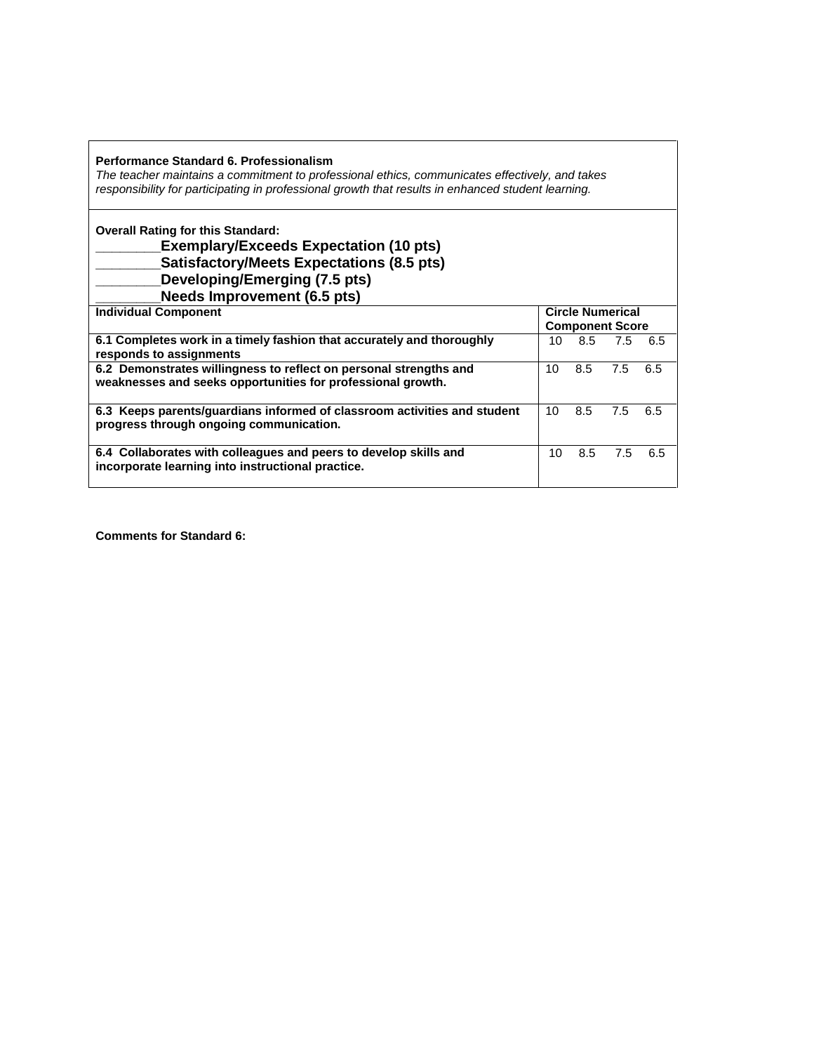**Performance Standard 6. Professionalism**

*The teacher maintains a commitment to professional ethics, communicates effectively, and takes responsibility for participating in professional growth that results in enhanced student learning.*

**Overall Rating for this Standard:**

**________Exemplary/Exceeds Expectation (10 pts)**

**________Satisfactory/Meets Expectations (8.5 pts)**

**________Developing/Emerging (7.5 pts)**

**________Needs Improvement (6.5 pts)**

| Individual Component | Circle Numerical Component Score |
|---|---|
| **6.1 Completes work in a timely fashion that accurately and thoroughly responds to assignments** | 10 8.5 7.5 6.5 |
| **6.2 Demonstrates willingness to reflect on personal strengths and weaknesses and seeks opportunities for professional growth.** | 10 8.5 7.5 6.5 |
| **6.3 Keeps parents/guardians informed of classroom activities and student progress through ongoing communication.** | 10 8.5 7.5 6.5 |
| **6.4 Collaborates with colleagues and peers to develop skills and incorporate learning into instructional practice.** | 10 8.5 7.5 6.5 |

**Comments for Standard 6:**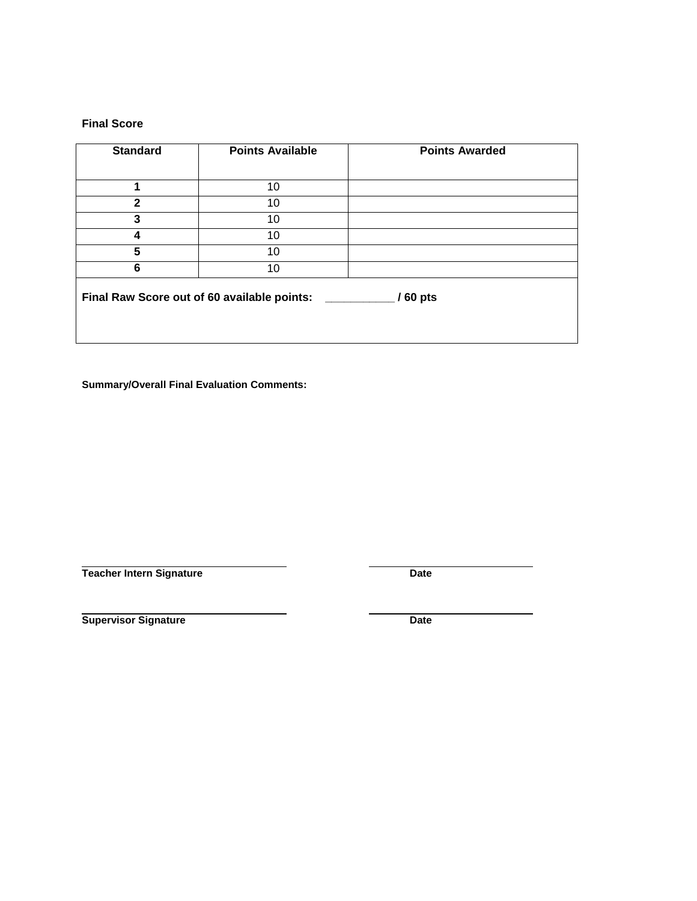**Final Score**

| Standard | Points Available | Points Awarded |
|---|---|---|
| **1** | 10 | |
| **2** | 10 | |
| **3** | 10 | |
| **4** | 10 | |
| **5** | 10 | |
| **6** | 10 | |
| **Final Raw Score out of 60 available points: __________ / 60 pts** | | |

**Summary/Overall Final Evaluation Comments:**

______________________________ ______________________________
**Teacher Intern Signature** **Date**

______________________________ ______________________________
**Supervisor Signature** **Date**